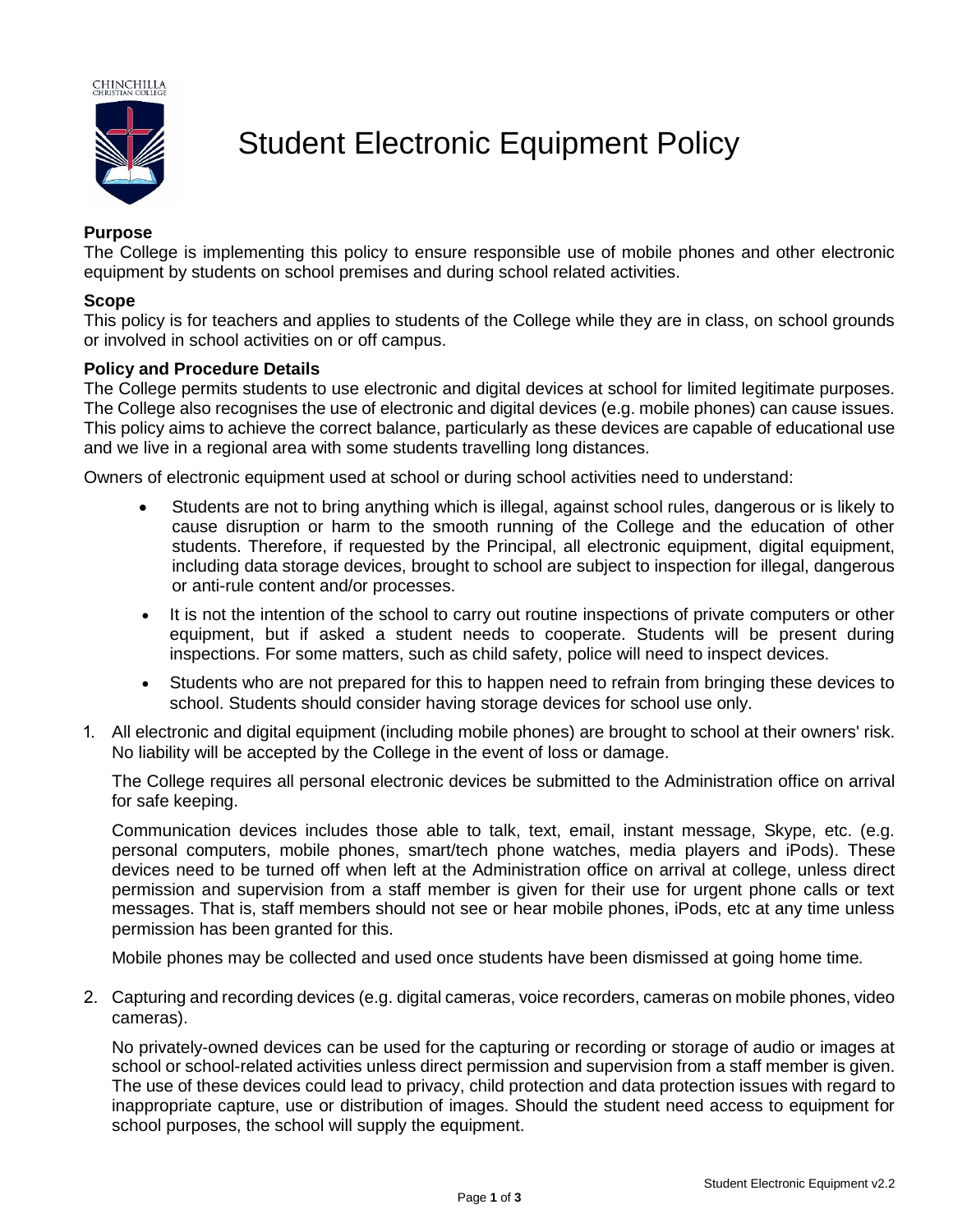CHINCHILLA CHRISTIAN COLLEGE

# Student Electronic Equipment Policy

**Purpose**

The College is implementing this policy to ensure responsible use of mobile phones and other electronic equipment by students on school premises and during school related activities.

**Scope**

This policy is for teachers and applies to students of the College while they are in class, on school grounds or involved in school activities on or off campus.

**Policy and Procedure Details**

The College permits students to use electronic and digital devices at school for limited legitimate purposes. The College also recognises the use of electronic and digital devices (e.g. mobile phones) can cause issues. This policy aims to achieve the correct balance, particularly as these devices are capable of educational use and we live in a regional area with some students travelling long distances.

Owners of electronic equipment used at school or during school activities need to understand:

- Students are not to bring anything which is illegal, against school rules, dangerous or is likely to cause disruption or harm to the smooth running of the College and the education of other students. Therefore, if requested by the Principal, all electronic equipment, digital equipment, including data storage devices, brought to school are subject to inspection for illegal, dangerous or anti-rule content and/or processes.
- It is not the intention of the school to carry out routine inspections of private computers or other equipment, but if asked a student needs to cooperate. Students will be present during inspections. For some matters, such as child safety, police will need to inspect devices.
- Students who are not prepared for this to happen need to refrain from bringing these devices to school. Students should consider having storage devices for school use only.

1. All electronic and digital equipment (including mobile phones) are brought to school at their owners' risk. No liability will be accepted by the College in the event of loss or damage.

   The College requires all personal electronic devices be submitted to the Administration office on arrival for safe keeping.

   Communication devices includes those able to talk, text, email, instant message, Skype, etc. (e.g. personal computers, mobile phones, smart/tech phone watches, media players and iPods). These devices need to be turned off when left at the Administration office on arrival at college, unless direct permission and supervision from a staff member is given for their use for urgent phone calls or text messages. That is, staff members should not see or hear mobile phones, iPods, etc at any time unless permission has been granted for this.

   Mobile phones may be collected and used once students have been dismissed at going home time.

2. Capturing and recording devices (e.g. digital cameras, voice recorders, cameras on mobile phones, video cameras).

   No privately-owned devices can be used for the capturing or recording or storage of audio or images at school or school-related activities unless direct permission and supervision from a staff member is given. The use of these devices could lead to privacy, child protection and data protection issues with regard to inappropriate capture, use or distribution of images. Should the student need access to equipment for school purposes, the school will supply the equipment.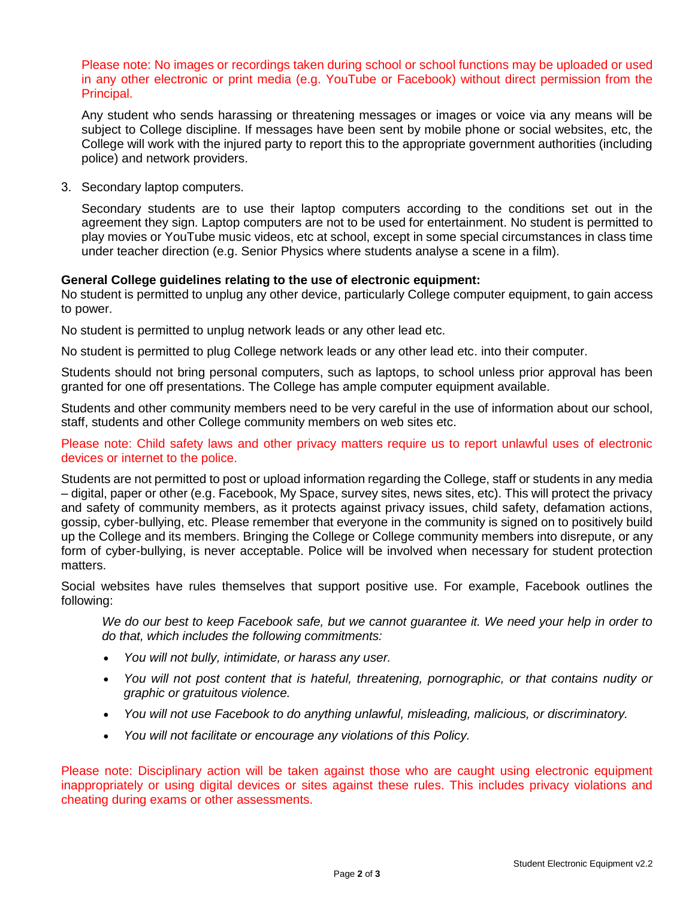Please note: No images or recordings taken during school or school functions may be uploaded or used in any other electronic or print media (e.g. YouTube or Facebook) without direct permission from the Principal.

Any student who sends harassing or threatening messages or images or voice via any means will be subject to College discipline. If messages have been sent by mobile phone or social websites, etc, the College will work with the injured party to report this to the appropriate government authorities (including police) and network providers.

3. Secondary laptop computers.

   Secondary students are to use their laptop computers according to the conditions set out in the agreement they sign. Laptop computers are not to be used for entertainment. No student is permitted to play movies or YouTube music videos, etc at school, except in some special circumstances in class time under teacher direction (e.g. Senior Physics where students analyse a scene in a film).

**General College guidelines relating to the use of electronic equipment:**

No student is permitted to unplug any other device, particularly College computer equipment, to gain access to power.

No student is permitted to unplug network leads or any other lead etc.

No student is permitted to plug College network leads or any other lead etc. into their computer.

Students should not bring personal computers, such as laptops, to school unless prior approval has been granted for one off presentations. The College has ample computer equipment available.

Students and other community members need to be very careful in the use of information about our school, staff, students and other College community members on web sites etc.

Please note: Child safety laws and other privacy matters require us to report unlawful uses of electronic devices or internet to the police.

Students are not permitted to post or upload information regarding the College, staff or students in any media – digital, paper or other (e.g. Facebook, My Space, survey sites, news sites, etc). This will protect the privacy and safety of community members, as it protects against privacy issues, child safety, defamation actions, gossip, cyber-bullying, etc. Please remember that everyone in the community is signed on to positively build up the College and its members. Bringing the College or College community members into disrepute, or any form of cyber-bullying, is never acceptable. Police will be involved when necessary for student protection matters.

Social websites have rules themselves that support positive use. For example, Facebook outlines the following:

> *We do our best to keep Facebook safe, but we cannot guarantee it. We need your help in order to do that, which includes the following commitments:*
>
> - *You will not bully, intimidate, or harass any user.*
> - *You will not post content that is hateful, threatening, pornographic, or that contains nudity or graphic or gratuitous violence.*
> - *You will not use Facebook to do anything unlawful, misleading, malicious, or discriminatory.*
> - *You will not facilitate or encourage any violations of this Policy.*

Please note: Disciplinary action will be taken against those who are caught using electronic equipment inappropriately or using digital devices or sites against these rules. This includes privacy violations and cheating during exams or other assessments.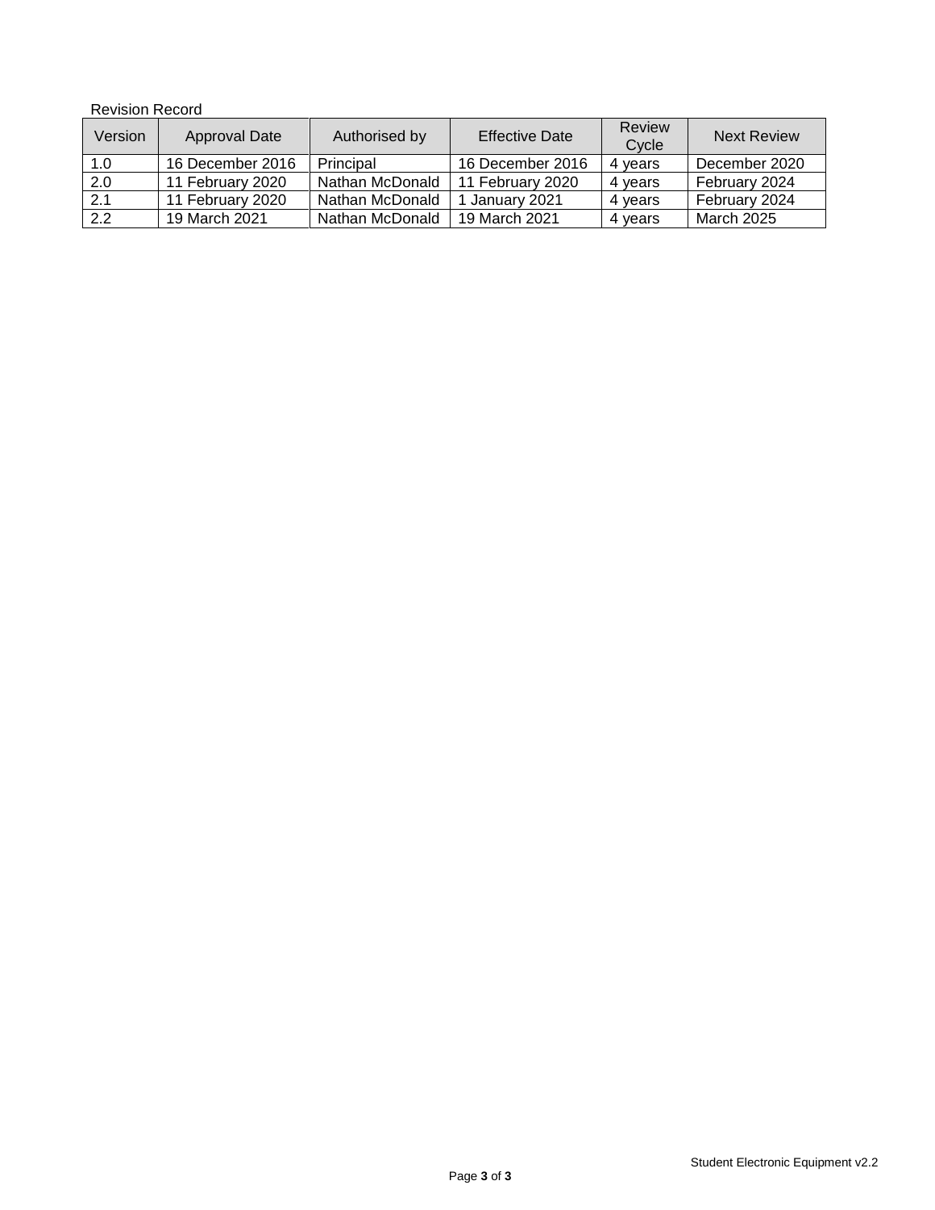Revision Record

| Version | Approval Date | Authorised by | Effective Date | Review Cycle | Next Review |
|---|---|---|---|---|---|
| 1.0 | 16 December 2016 | Principal | 16 December 2016 | 4 years | December 2020 |
| 2.0 | 11 February 2020 | Nathan McDonald | 11 February 2020 | 4 years | February 2024 |
| 2.1 | 11 February 2020 | Nathan McDonald | 1 January 2021 | 4 years | February 2024 |
| 2.2 | 19 March 2021 | Nathan McDonald | 19 March 2021 | 4 years | March 2025 |